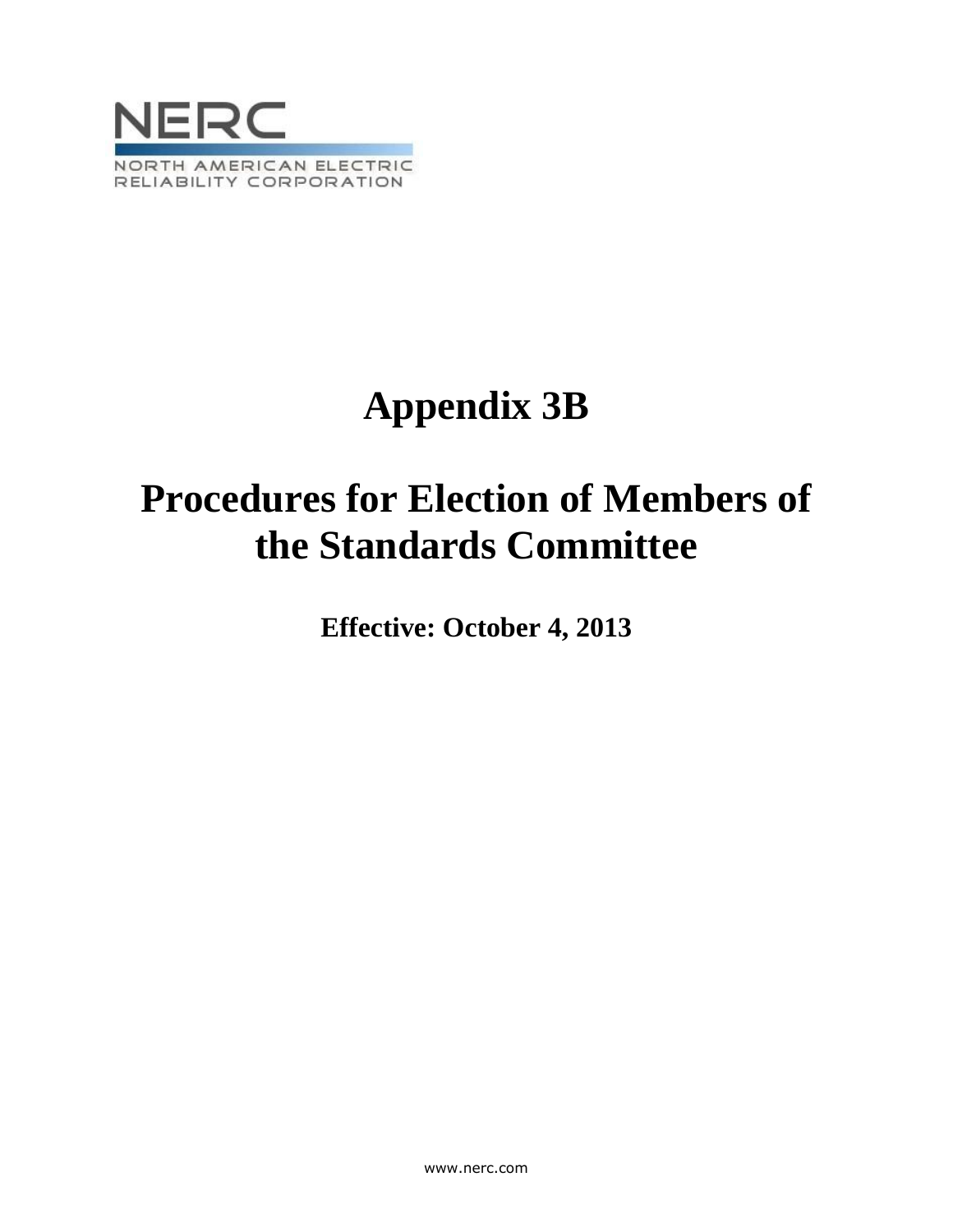NERC

NORTH AMERICAN ELECTRIC
RELIABILITY CORPORATION

# Appendix 3B

# Procedures for Election of Members of the Standards Committee

**Effective: October 4, 2013**

www.nerc.com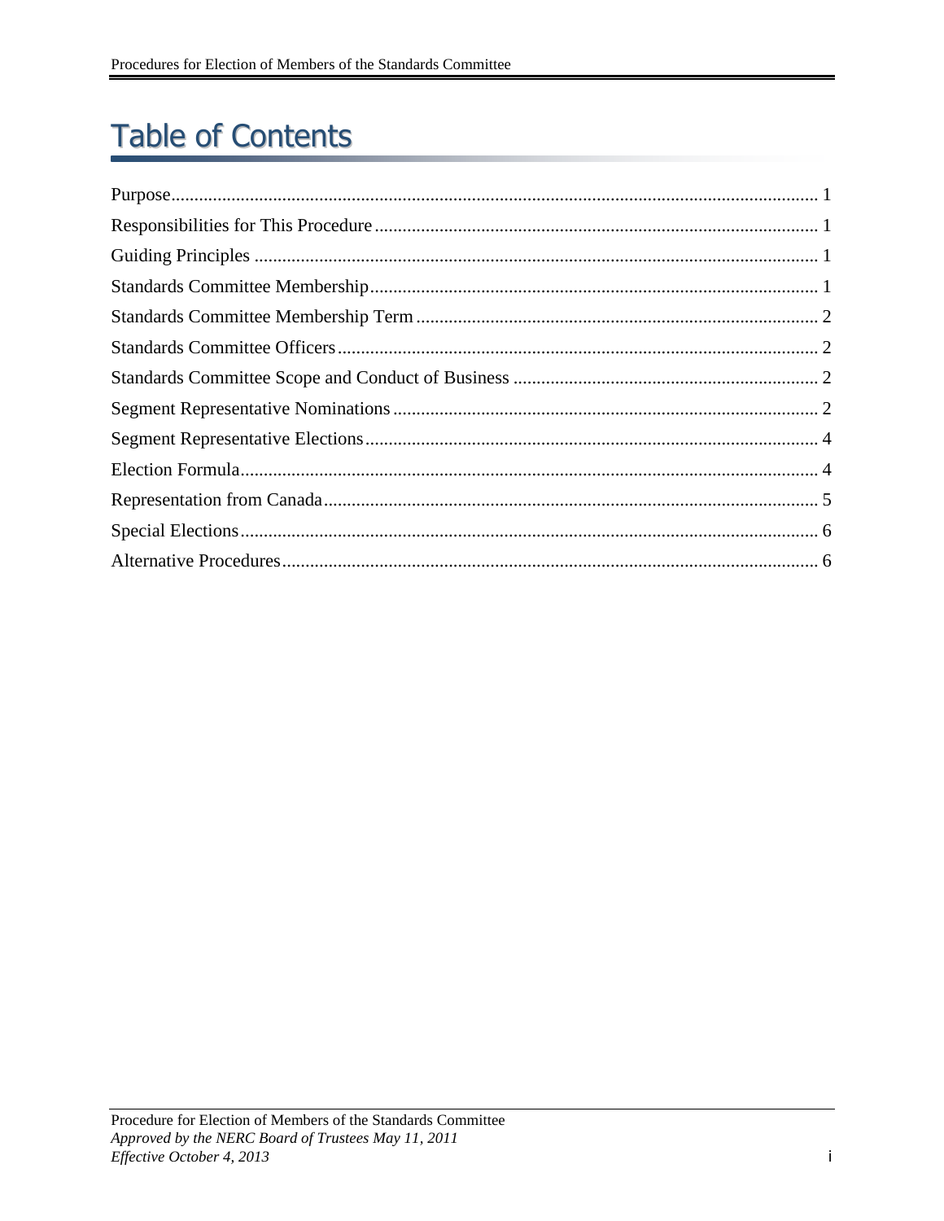# Table of Contents

Purpose .......... 1
Responsibilities for This Procedure .......... 1
Guiding Principles .......... 1
Standards Committee Membership .......... 1
Standards Committee Membership Term .......... 2
Standards Committee Officers .......... 2
Standards Committee Scope and Conduct of Business .......... 2
Segment Representative Nominations .......... 2
Segment Representative Elections .......... 4
Election Formula .......... 4
Representation from Canada .......... 5
Special Elections .......... 6
Alternative Procedures .......... 6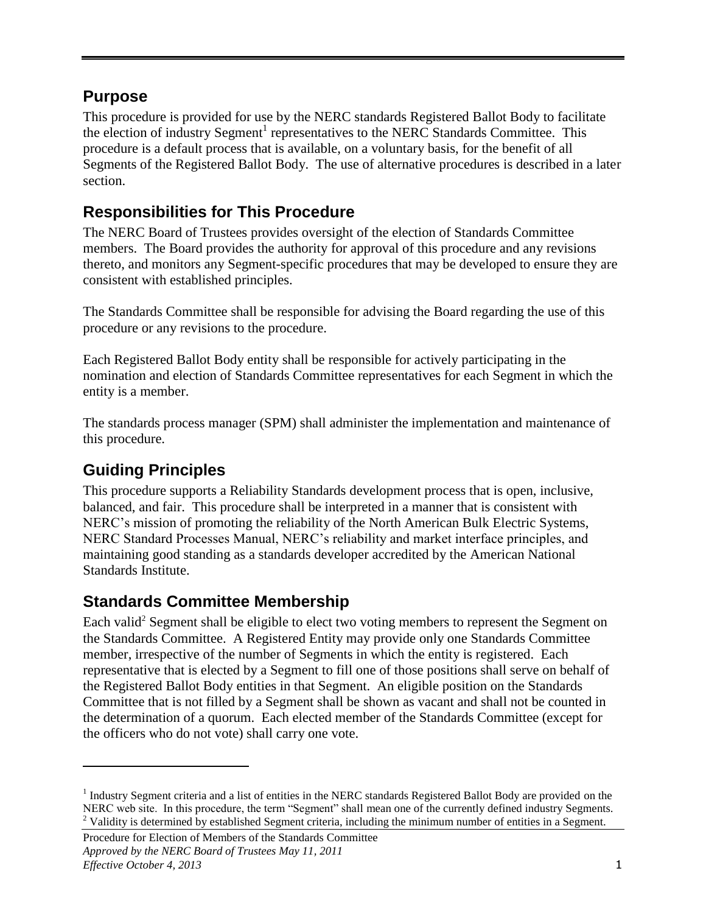## Purpose

This procedure is provided for use by the NERC standards Registered Ballot Body to facilitate the election of industry Segment[1] representatives to the NERC Standards Committee. This procedure is a default process that is available, on a voluntary basis, for the benefit of all Segments of the Registered Ballot Body. The use of alternative procedures is described in a later section.

## Responsibilities for This Procedure

The NERC Board of Trustees provides oversight of the election of Standards Committee members. The Board provides the authority for approval of this procedure and any revisions thereto, and monitors any Segment-specific procedures that may be developed to ensure they are consistent with established principles.

The Standards Committee shall be responsible for advising the Board regarding the use of this procedure or any revisions to the procedure.

Each Registered Ballot Body entity shall be responsible for actively participating in the nomination and election of Standards Committee representatives for each Segment in which the entity is a member.

The standards process manager (SPM) shall administer the implementation and maintenance of this procedure.

## Guiding Principles

This procedure supports a Reliability Standards development process that is open, inclusive, balanced, and fair. This procedure shall be interpreted in a manner that is consistent with NERC's mission of promoting the reliability of the North American Bulk Electric Systems, NERC Standard Processes Manual, NERC's reliability and market interface principles, and maintaining good standing as a standards developer accredited by the American National Standards Institute.

## Standards Committee Membership

Each valid[2] Segment shall be eligible to elect two voting members to represent the Segment on the Standards Committee. A Registered Entity may provide only one Standards Committee member, irrespective of the number of Segments in which the entity is registered. Each representative that is elected by a Segment to fill one of those positions shall serve on behalf of the Registered Ballot Body entities in that Segment. An eligible position on the Standards Committee that is not filled by a Segment shall be shown as vacant and shall not be counted in the determination of a quorum. Each elected member of the Standards Committee (except for the officers who do not vote) shall carry one vote.

---

[1] Industry Segment criteria and a list of entities in the NERC standards Registered Ballot Body are provided on the NERC web site. In this procedure, the term "Segment" shall mean one of the currently defined industry Segments.

[2] Validity is determined by established Segment criteria, including the minimum number of entities in a Segment.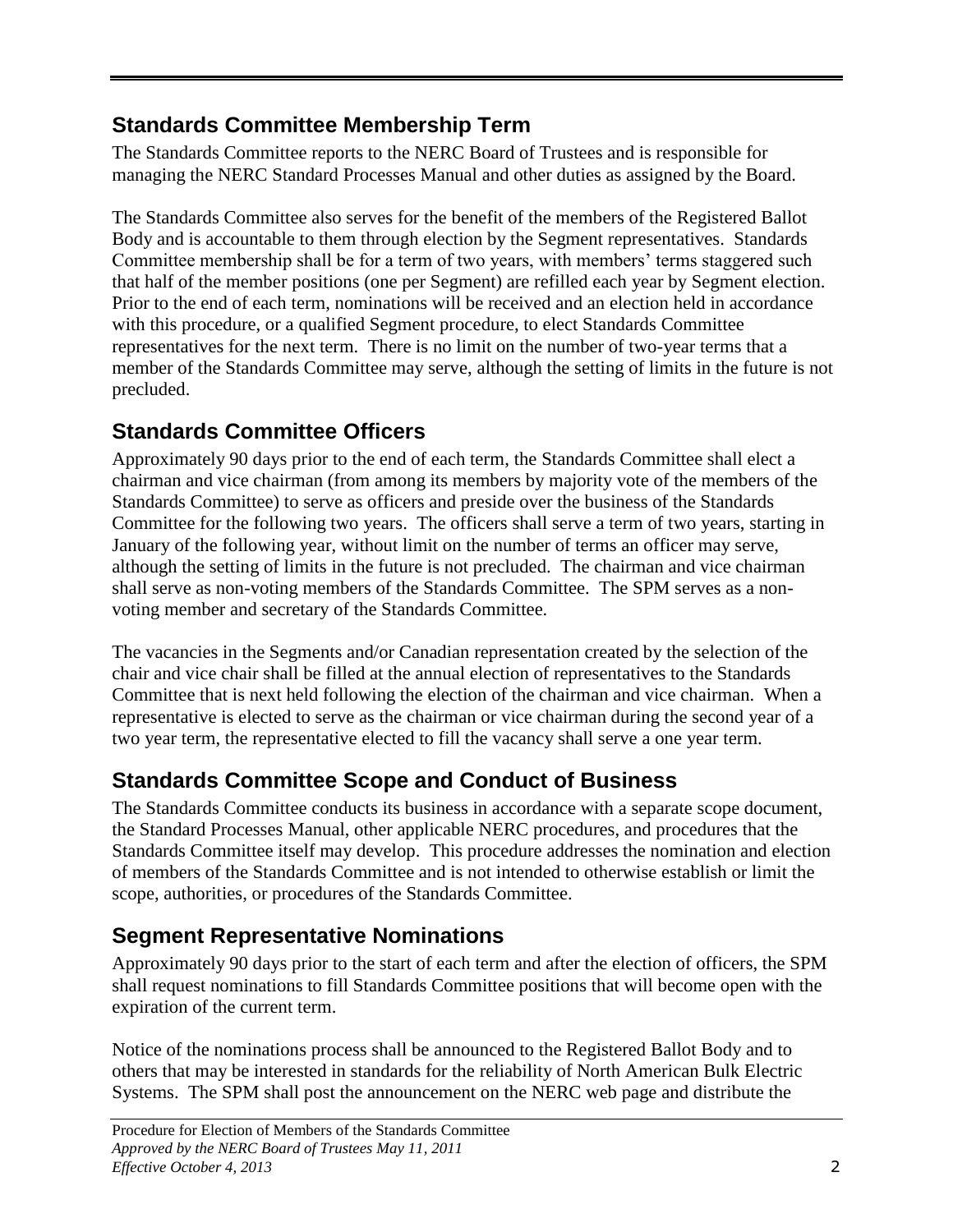## Standards Committee Membership Term

The Standards Committee reports to the NERC Board of Trustees and is responsible for managing the NERC Standard Processes Manual and other duties as assigned by the Board.

The Standards Committee also serves for the benefit of the members of the Registered Ballot Body and is accountable to them through election by the Segment representatives. Standards Committee membership shall be for a term of two years, with members' terms staggered such that half of the member positions (one per Segment) are refilled each year by Segment election. Prior to the end of each term, nominations will be received and an election held in accordance with this procedure, or a qualified Segment procedure, to elect Standards Committee representatives for the next term. There is no limit on the number of two-year terms that a member of the Standards Committee may serve, although the setting of limits in the future is not precluded.

## Standards Committee Officers

Approximately 90 days prior to the end of each term, the Standards Committee shall elect a chairman and vice chairman (from among its members by majority vote of the members of the Standards Committee) to serve as officers and preside over the business of the Standards Committee for the following two years. The officers shall serve a term of two years, starting in January of the following year, without limit on the number of terms an officer may serve, although the setting of limits in the future is not precluded. The chairman and vice chairman shall serve as non-voting members of the Standards Committee. The SPM serves as a non-voting member and secretary of the Standards Committee.

The vacancies in the Segments and/or Canadian representation created by the selection of the chair and vice chair shall be filled at the annual election of representatives to the Standards Committee that is next held following the election of the chairman and vice chairman. When a representative is elected to serve as the chairman or vice chairman during the second year of a two year term, the representative elected to fill the vacancy shall serve a one year term.

## Standards Committee Scope and Conduct of Business

The Standards Committee conducts its business in accordance with a separate scope document, the Standard Processes Manual, other applicable NERC procedures, and procedures that the Standards Committee itself may develop. This procedure addresses the nomination and election of members of the Standards Committee and is not intended to otherwise establish or limit the scope, authorities, or procedures of the Standards Committee.

## Segment Representative Nominations

Approximately 90 days prior to the start of each term and after the election of officers, the SPM shall request nominations to fill Standards Committee positions that will become open with the expiration of the current term.

Notice of the nominations process shall be announced to the Registered Ballot Body and to others that may be interested in standards for the reliability of North American Bulk Electric Systems. The SPM shall post the announcement on the NERC web page and distribute the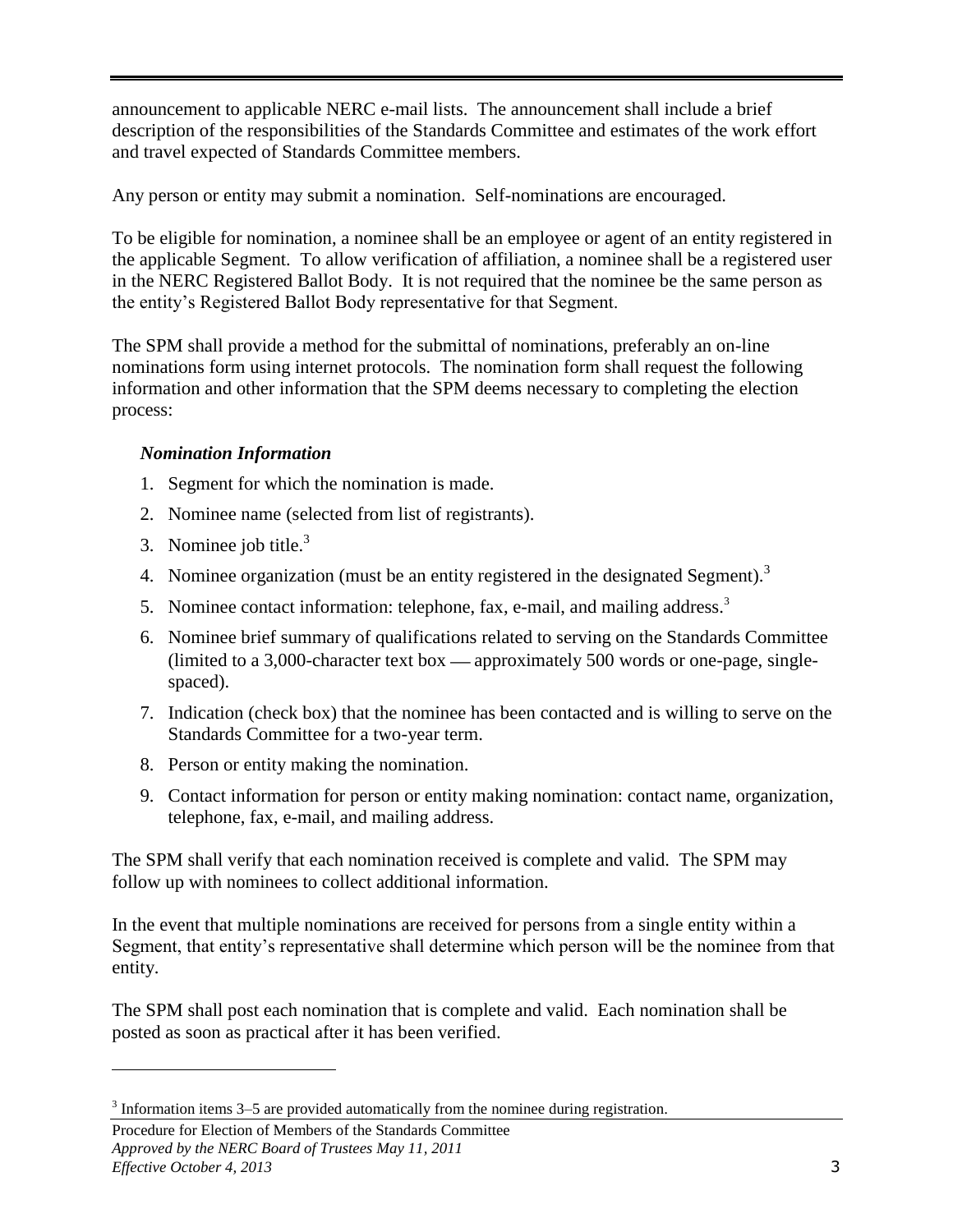announcement to applicable NERC e-mail lists. The announcement shall include a brief description of the responsibilities of the Standards Committee and estimates of the work effort and travel expected of Standards Committee members.

Any person or entity may submit a nomination. Self-nominations are encouraged.

To be eligible for nomination, a nominee shall be an employee or agent of an entity registered in the applicable Segment. To allow verification of affiliation, a nominee shall be a registered user in the NERC Registered Ballot Body. It is not required that the nominee be the same person as the entity's Registered Ballot Body representative for that Segment.

The SPM shall provide a method for the submittal of nominations, preferably an on-line nominations form using internet protocols. The nomination form shall request the following information and other information that the SPM deems necessary to completing the election process:

***Nomination Information***

1. Segment for which the nomination is made.
2. Nominee name (selected from list of registrants).
3. Nominee job title.[3]
4. Nominee organization (must be an entity registered in the designated Segment).[3]
5. Nominee contact information: telephone, fax, e-mail, and mailing address.[3]
6. Nominee brief summary of qualifications related to serving on the Standards Committee (limited to a 3,000-character text box — approximately 500 words or one-page, single-spaced).
7. Indication (check box) that the nominee has been contacted and is willing to serve on the Standards Committee for a two-year term.
8. Person or entity making the nomination.
9. Contact information for person or entity making nomination: contact name, organization, telephone, fax, e-mail, and mailing address.

The SPM shall verify that each nomination received is complete and valid. The SPM may follow up with nominees to collect additional information.

In the event that multiple nominations are received for persons from a single entity within a Segment, that entity's representative shall determine which person will be the nominee from that entity.

The SPM shall post each nomination that is complete and valid. Each nomination shall be posted as soon as practical after it has been verified.

[3] Information items 3–5 are provided automatically from the nominee during registration.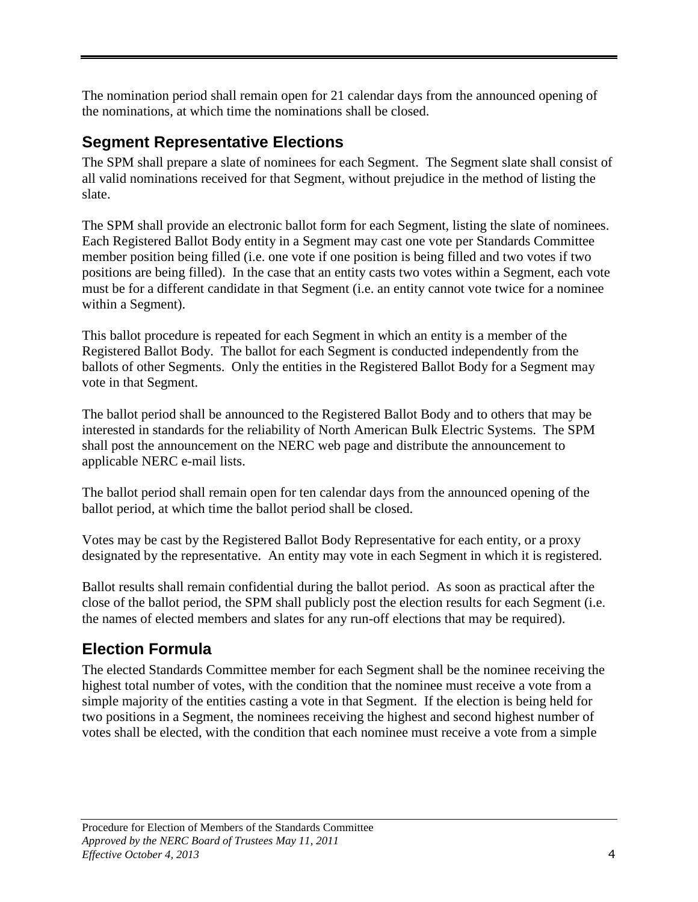The nomination period shall remain open for 21 calendar days from the announced opening of the nominations, at which time the nominations shall be closed.

## Segment Representative Elections

The SPM shall prepare a slate of nominees for each Segment. The Segment slate shall consist of all valid nominations received for that Segment, without prejudice in the method of listing the slate.

The SPM shall provide an electronic ballot form for each Segment, listing the slate of nominees. Each Registered Ballot Body entity in a Segment may cast one vote per Standards Committee member position being filled (i.e. one vote if one position is being filled and two votes if two positions are being filled). In the case that an entity casts two votes within a Segment, each vote must be for a different candidate in that Segment (i.e. an entity cannot vote twice for a nominee within a Segment).

This ballot procedure is repeated for each Segment in which an entity is a member of the Registered Ballot Body. The ballot for each Segment is conducted independently from the ballots of other Segments. Only the entities in the Registered Ballot Body for a Segment may vote in that Segment.

The ballot period shall be announced to the Registered Ballot Body and to others that may be interested in standards for the reliability of North American Bulk Electric Systems. The SPM shall post the announcement on the NERC web page and distribute the announcement to applicable NERC e-mail lists.

The ballot period shall remain open for ten calendar days from the announced opening of the ballot period, at which time the ballot period shall be closed.

Votes may be cast by the Registered Ballot Body Representative for each entity, or a proxy designated by the representative. An entity may vote in each Segment in which it is registered.

Ballot results shall remain confidential during the ballot period. As soon as practical after the close of the ballot period, the SPM shall publicly post the election results for each Segment (i.e. the names of elected members and slates for any run-off elections that may be required).

## Election Formula

The elected Standards Committee member for each Segment shall be the nominee receiving the highest total number of votes, with the condition that the nominee must receive a vote from a simple majority of the entities casting a vote in that Segment. If the election is being held for two positions in a Segment, the nominees receiving the highest and second highest number of votes shall be elected, with the condition that each nominee must receive a vote from a simple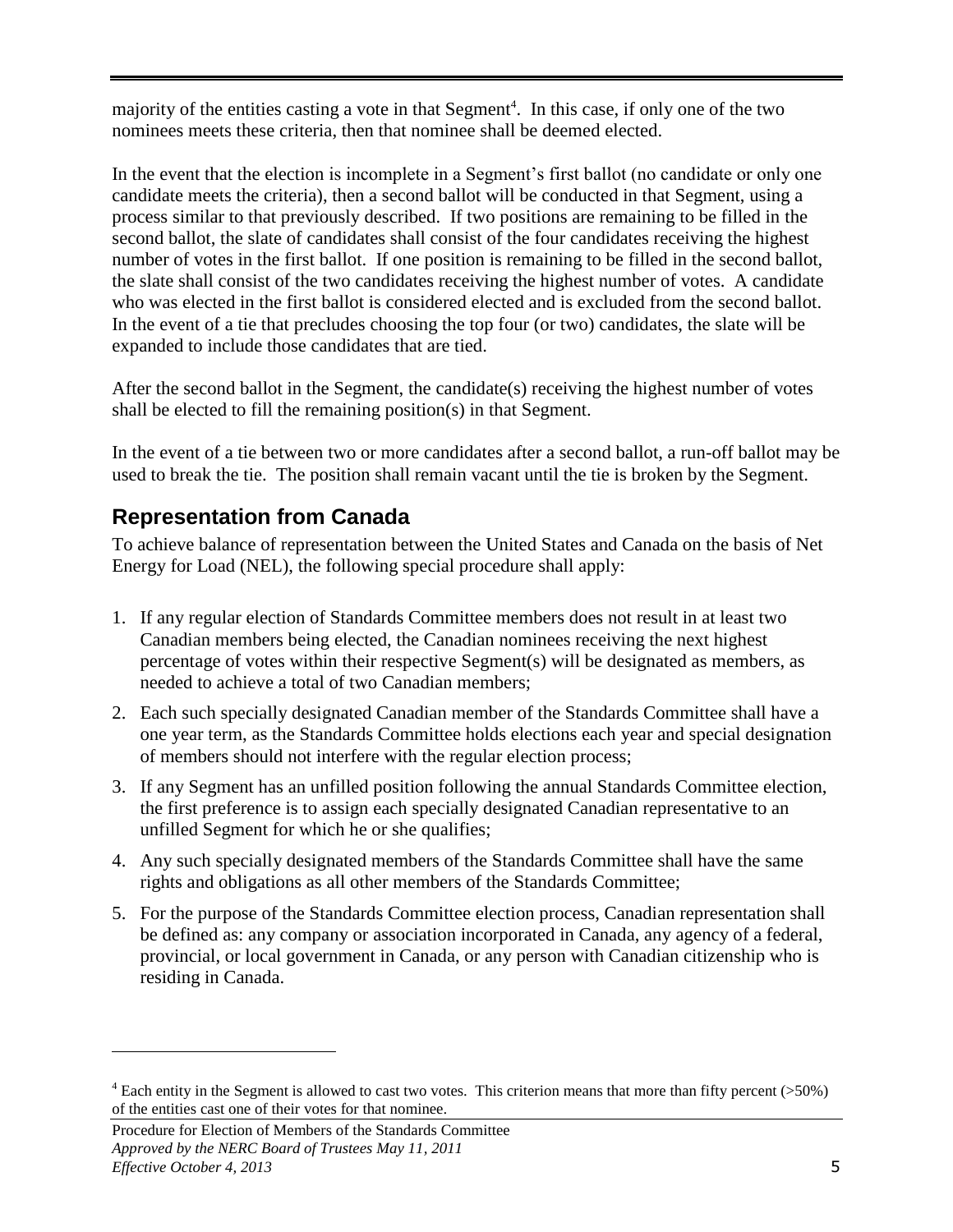majority of the entities casting a vote in that Segment[4]. In this case, if only one of the two nominees meets these criteria, then that nominee shall be deemed elected.

In the event that the election is incomplete in a Segment's first ballot (no candidate or only one candidate meets the criteria), then a second ballot will be conducted in that Segment, using a process similar to that previously described. If two positions are remaining to be filled in the second ballot, the slate of candidates shall consist of the four candidates receiving the highest number of votes in the first ballot. If one position is remaining to be filled in the second ballot, the slate shall consist of the two candidates receiving the highest number of votes. A candidate who was elected in the first ballot is considered elected and is excluded from the second ballot. In the event of a tie that precludes choosing the top four (or two) candidates, the slate will be expanded to include those candidates that are tied.

After the second ballot in the Segment, the candidate(s) receiving the highest number of votes shall be elected to fill the remaining position(s) in that Segment.

In the event of a tie between two or more candidates after a second ballot, a run-off ballot may be used to break the tie. The position shall remain vacant until the tie is broken by the Segment.

## Representation from Canada

To achieve balance of representation between the United States and Canada on the basis of Net Energy for Load (NEL), the following special procedure shall apply:

1. If any regular election of Standards Committee members does not result in at least two Canadian members being elected, the Canadian nominees receiving the next highest percentage of votes within their respective Segment(s) will be designated as members, as needed to achieve a total of two Canadian members;
2. Each such specially designated Canadian member of the Standards Committee shall have a one year term, as the Standards Committee holds elections each year and special designation of members should not interfere with the regular election process;
3. If any Segment has an unfilled position following the annual Standards Committee election, the first preference is to assign each specially designated Canadian representative to an unfilled Segment for which he or she qualifies;
4. Any such specially designated members of the Standards Committee shall have the same rights and obligations as all other members of the Standards Committee;
5. For the purpose of the Standards Committee election process, Canadian representation shall be defined as: any company or association incorporated in Canada, any agency of a federal, provincial, or local government in Canada, or any person with Canadian citizenship who is residing in Canada.

---

[4] Each entity in the Segment is allowed to cast two votes. This criterion means that more than fifty percent (>50%) of the entities cast one of their votes for that nominee.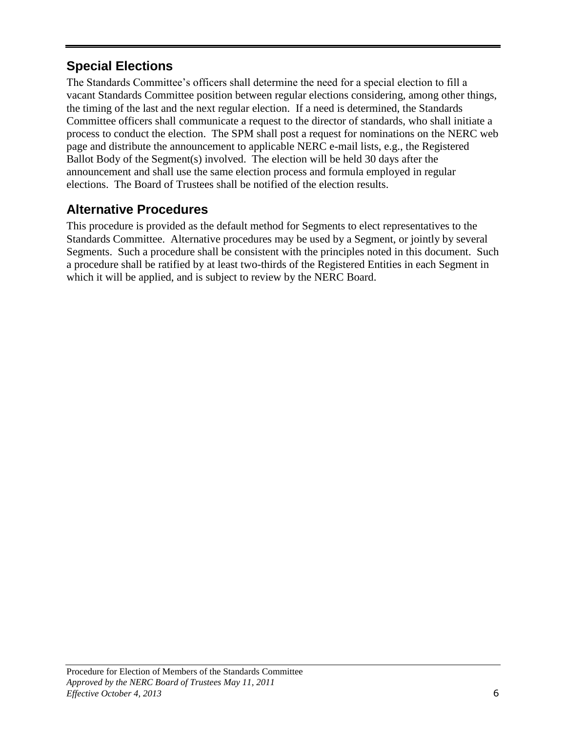## Special Elections

The Standards Committee's officers shall determine the need for a special election to fill a vacant Standards Committee position between regular elections considering, among other things, the timing of the last and the next regular election. If a need is determined, the Standards Committee officers shall communicate a request to the director of standards, who shall initiate a process to conduct the election. The SPM shall post a request for nominations on the NERC web page and distribute the announcement to applicable NERC e-mail lists, e.g., the Registered Ballot Body of the Segment(s) involved. The election will be held 30 days after the announcement and shall use the same election process and formula employed in regular elections. The Board of Trustees shall be notified of the election results.

## Alternative Procedures

This procedure is provided as the default method for Segments to elect representatives to the Standards Committee. Alternative procedures may be used by a Segment, or jointly by several Segments. Such a procedure shall be consistent with the principles noted in this document. Such a procedure shall be ratified by at least two-thirds of the Registered Entities in each Segment in which it will be applied, and is subject to review by the NERC Board.